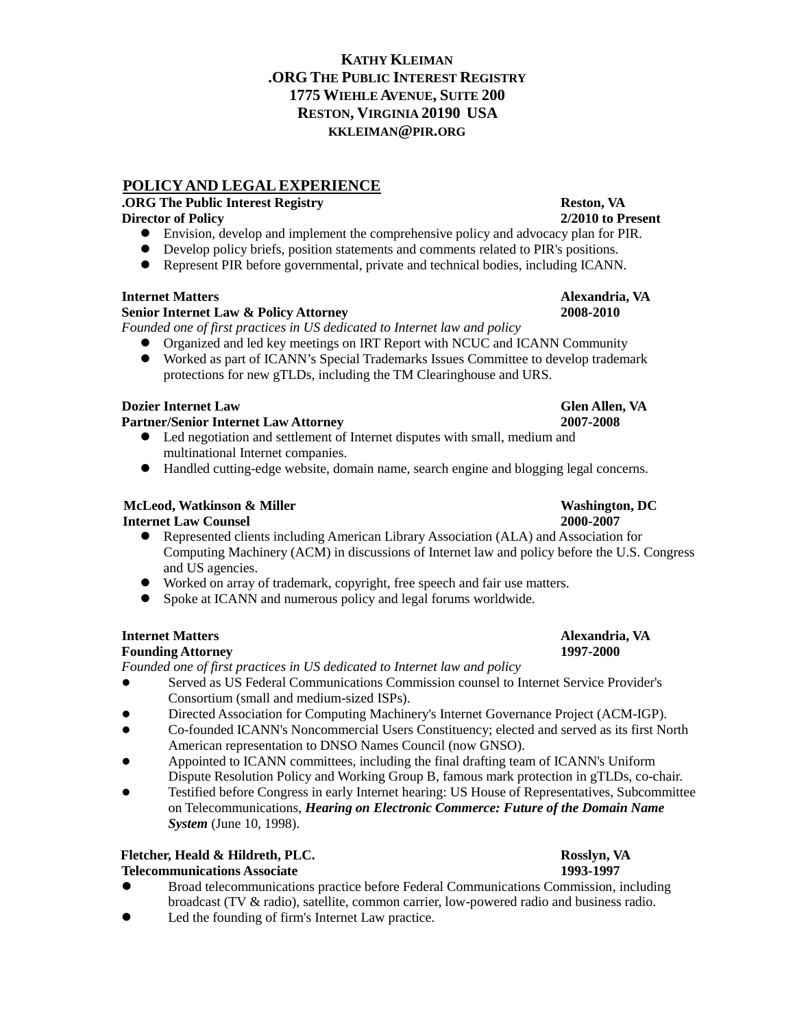# KATHY KLEIMAN

**.ORG THE PUBLIC INTEREST REGISTRY**
**1775 WIEHLE AVENUE, SUITE 200**
**RESTON, VIRGINIA 20190 USA**
**KKLEIMAN@PIR.ORG**

## POLICY AND LEGAL EXPERIENCE

**.ORG The Public Interest Registry** — **Reston, VA**
**Director of Policy** — **2/2010 to Present**

- Envision, develop and implement the comprehensive policy and advocacy plan for PIR.
- Develop policy briefs, position statements and comments related to PIR's positions.
- Represent PIR before governmental, private and technical bodies, including ICANN.

**Internet Matters** — **Alexandria, VA**
**Senior Internet Law & Policy Attorney** — **2008-2010**
*Founded one of first practices in US dedicated to Internet law and policy*

- Organized and led key meetings on IRT Report with NCUC and ICANN Community
- Worked as part of ICANN's Special Trademarks Issues Committee to develop trademark protections for new gTLDs, including the TM Clearinghouse and URS.

**Dozier Internet Law** — **Glen Allen, VA**
**Partner/Senior Internet Law Attorney** — **2007-2008**

- Led negotiation and settlement of Internet disputes with small, medium and multinational Internet companies.
- Handled cutting-edge website, domain name, search engine and blogging legal concerns.

**McLeod, Watkinson & Miller** — **Washington, DC**
**Internet Law Counsel** — **2000-2007**

- Represented clients including American Library Association (ALA) and Association for Computing Machinery (ACM) in discussions of Internet law and policy before the U.S. Congress and US agencies.
- Worked on array of trademark, copyright, free speech and fair use matters.
- Spoke at ICANN and numerous policy and legal forums worldwide.

**Internet Matters** — **Alexandria, VA**
**Founding Attorney** — **1997-2000**
*Founded one of first practices in US dedicated to Internet law and policy*

- Served as US Federal Communications Commission counsel to Internet Service Provider's Consortium (small and medium-sized ISPs).
- Directed Association for Computing Machinery's Internet Governance Project (ACM-IGP).
- Co-founded ICANN's Noncommercial Users Constituency; elected and served as its first North American representation to DNSO Names Council (now GNSO).
- Appointed to ICANN committees, including the final drafting team of ICANN's Uniform Dispute Resolution Policy and Working Group B, famous mark protection in gTLDs, co-chair.
- Testified before Congress in early Internet hearing: US House of Representatives, Subcommittee on Telecommunications, ***Hearing on Electronic Commerce: Future of the Domain Name System*** (June 10, 1998).

**Fletcher, Heald & Hildreth, PLC.** — **Rosslyn, VA**
**Telecommunications Associate** — **1993-1997**

- Broad telecommunications practice before Federal Communications Commission, including broadcast (TV & radio), satellite, common carrier, low-powered radio and business radio.
- Led the founding of firm's Internet Law practice.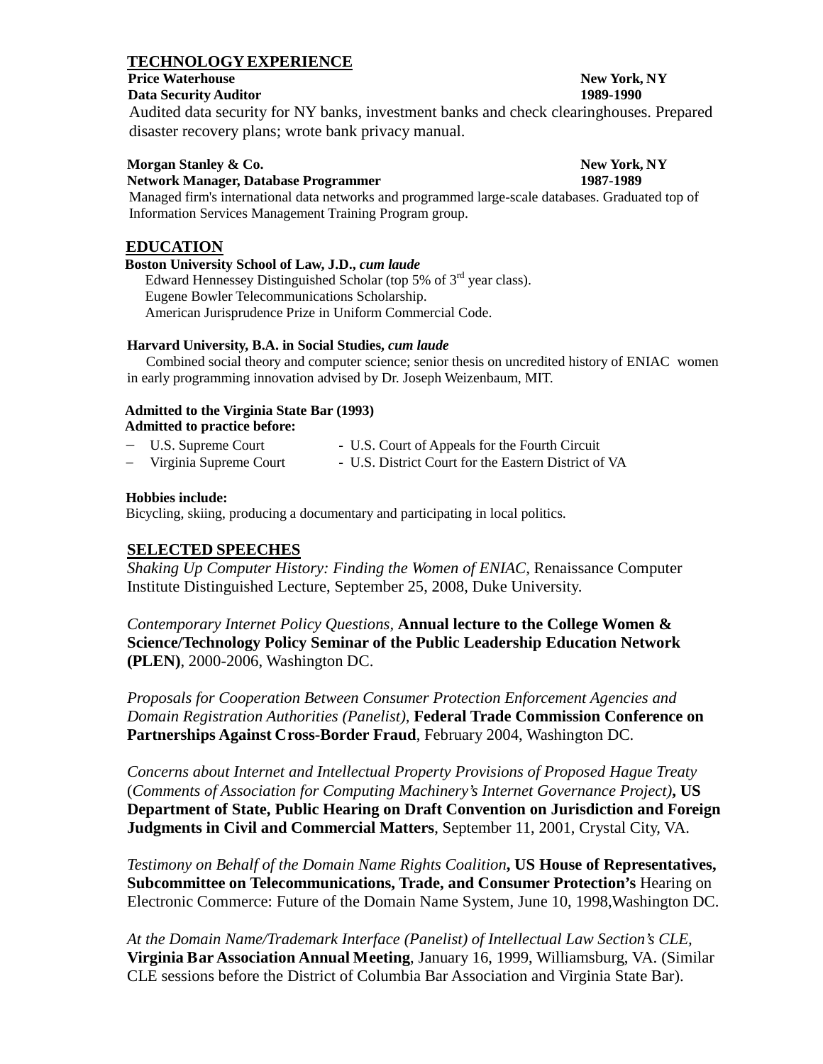## TECHNOLOGY EXPERIENCE

**Price Waterhouse** **New York, NY**
**Data Security Auditor** **1989-1990**

Audited data security for NY banks, investment banks and check clearinghouses. Prepared disaster recovery plans; wrote bank privacy manual.

**Morgan Stanley & Co.** **New York, NY**
**Network Manager, Database Programmer** **1987-1989**

Managed firm's international data networks and programmed large-scale databases. Graduated top of Information Services Management Training Program group.

## EDUCATION

**Boston University School of Law, J.D., *cum laude***

Edward Hennessey Distinguished Scholar (top 5% of 3rd year class).
Eugene Bowler Telecommunications Scholarship.
American Jurisprudence Prize in Uniform Commercial Code.

**Harvard University, B.A. in Social Studies, *cum laude***

Combined social theory and computer science; senior thesis on uncredited history of ENIAC women in early programming innovation advised by Dr. Joseph Weizenbaum, MIT.

**Admitted to the Virginia State Bar (1993)**
**Admitted to practice before:**

- U.S. Supreme Court
- Virginia Supreme Court
- U.S. Court of Appeals for the Fourth Circuit
- U.S. District Court for the Eastern District of VA

**Hobbies include:**
Bicycling, skiing, producing a documentary and participating in local politics.

## SELECTED SPEECHES

*Shaking Up Computer History: Finding the Women of ENIAC*, Renaissance Computer Institute Distinguished Lecture, September 25, 2008, Duke University.

*Contemporary Internet Policy Questions,* **Annual lecture to the College Women & Science/Technology Policy Seminar of the Public Leadership Education Network (PLEN)**, 2000-2006, Washington DC.

*Proposals for Cooperation Between Consumer Protection Enforcement Agencies and Domain Registration Authorities (Panelist),* **Federal Trade Commission Conference on Partnerships Against Cross-Border Fraud**, February 2004, Washington DC.

*Concerns about Internet and Intellectual Property Provisions of Proposed Hague Treaty* (*Comments of Association for Computing Machinery's Internet Governance Project)***, US Department of State, Public Hearing on Draft Convention on Jurisdiction and Foreign Judgments in Civil and Commercial Matters**, September 11, 2001, Crystal City, VA.

*Testimony on Behalf of the Domain Name Rights Coalition***, US House of Representatives, Subcommittee on Telecommunications, Trade, and Consumer Protection's** Hearing on Electronic Commerce: Future of the Domain Name System, June 10, 1998,Washington DC.

*At the Domain Name/Trademark Interface (Panelist) of Intellectual Law Section's CLE,* **Virginia Bar Association Annual Meeting**, January 16, 1999, Williamsburg, VA. (Similar CLE sessions before the District of Columbia Bar Association and Virginia State Bar).